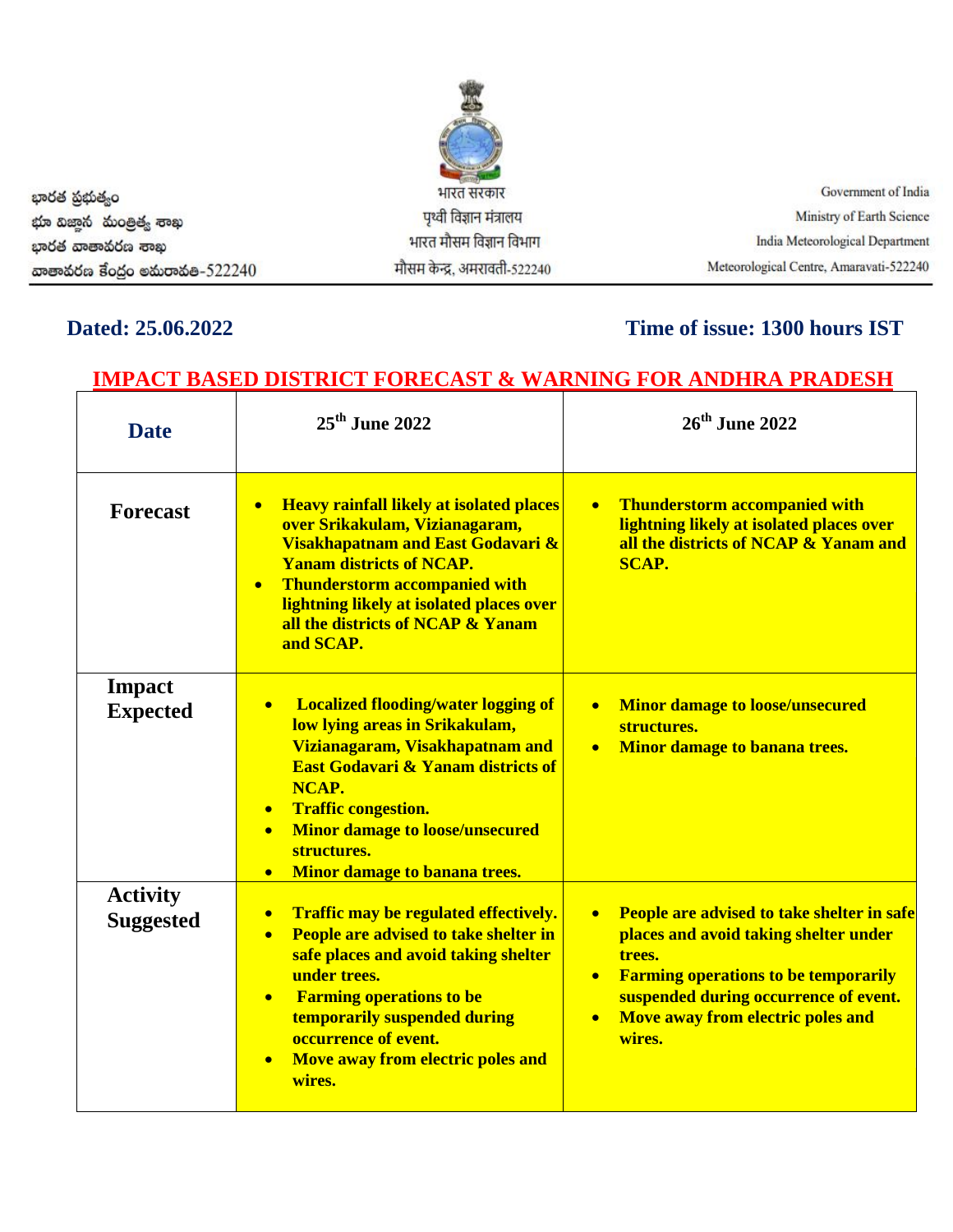భారత ప్రభుత్వం
భూ విజ్ఞాన మంత్రిత్వ శాఖ
భారత వాతావరణ శాఖ
వాతావరణ కేంద్రం అమరావతి-522240

भारत सरकार
पृथ्वी विज्ञान मंत्रालय
भारत मौसम विज्ञान विभाग
मौसम केन्द्र, अमरावती-522240

Government of India
Ministry of Earth Science
India Meteorological Department
Meteorological Centre, Amaravati-522240

**Dated: 25.06.2022** | **Time of issue: 1300 hours IST**

## IMPACT BASED DISTRICT FORECAST & WARNING FOR ANDHRA PRADESH

| Date | 25th June 2022 | 26th June 2022 |
|---|---|---|
| **Forecast** | • Heavy rainfall likely at isolated places over Srikakulam, Vizianagaram, Visakhapatnam and East Godavari & Yanam districts of NCAP.<br>• Thunderstorm accompanied with lightning likely at isolated places over all the districts of NCAP & Yanam and SCAP. | • Thunderstorm accompanied with lightning likely at isolated places over all the districts of NCAP & Yanam and SCAP. |
| **Impact Expected** | • Localized flooding/water logging of low lying areas in Srikakulam, Vizianagaram, Visakhapatnam and East Godavari & Yanam districts of NCAP.<br>• Traffic congestion.<br>• Minor damage to loose/unsecured structures.<br>• Minor damage to banana trees. | • Minor damage to loose/unsecured structures.<br>• Minor damage to banana trees. |
| **Activity Suggested** | • Traffic may be regulated effectively.<br>• People are advised to take shelter in safe places and avoid taking shelter under trees.<br>• Farming operations to be temporarily suspended during occurrence of event.<br>• Move away from electric poles and wires. | • People are advised to take shelter in safe places and avoid taking shelter under trees.<br>• Farming operations to be temporarily suspended during occurrence of event.<br>• Move away from electric poles and wires. |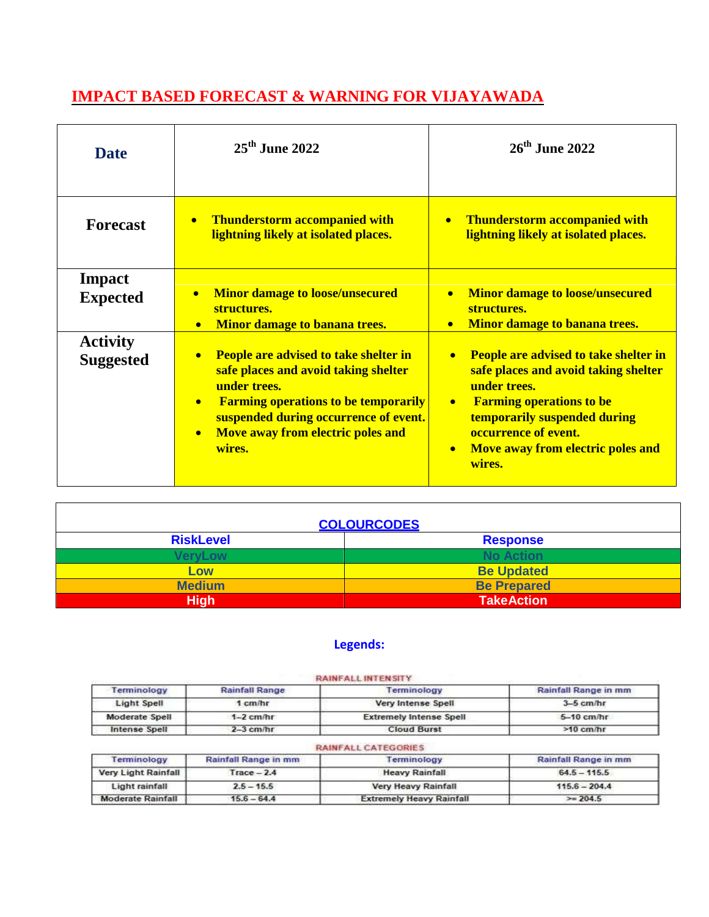# IMPACT BASED FORECAST & WARNING FOR VIJAYAWADA

| Date | 25th June 2022 | 26th June 2022 |
|---|---|---|
| Forecast | • Thunderstorm accompanied with lightning likely at isolated places. | • Thunderstorm accompanied with lightning likely at isolated places. |
| Impact Expected | • Minor damage to loose/unsecured structures.<br>• Minor damage to banana trees. | • Minor damage to loose/unsecured structures.<br>• Minor damage to banana trees. |
| Activity Suggested | • People are advised to take shelter in safe places and avoid taking shelter under trees.<br>• Farming operations to be temporarily suspended during occurrence of event.<br>• Move away from electric poles and wires. | • People are advised to take shelter in safe places and avoid taking shelter under trees.<br>• Farming operations to be temporarily suspended during occurrence of event.<br>• Move away from electric poles and wires. |

**COLOURCODES**

| RiskLevel | Response |
|---|---|
| VeryLow | No Action |
| Low | Be Updated |
| Medium | Be Prepared |
| High | TakeAction |

**Legends:**

RAINFALL INTENSITY

| Terminology | Rainfall Range | Terminology | Rainfall Range in mm |
|---|---|---|---|
| Light Spell | 1 cm/hr | Very Intense Spell | 3–5 cm/hr |
| Moderate Spell | 1–2 cm/hr | Extremely Intense Spell | 5–10 cm/hr |
| Intense Spell | 2–3 cm/hr | Cloud Burst | >10 cm/hr |

RAINFALL CATEGORIES

| Terminology | Rainfall Range in mm | Terminology | Rainfall Range in mm |
|---|---|---|---|
| Very Light Rainfall | Trace – 2.4 | Heavy Rainfall | 64.5 – 115.5 |
| Light rainfall | 2.5 – 15.5 | Very Heavy Rainfall | 115.6 – 204.4 |
| Moderate Rainfall | 15.6 – 64.4 | Extremely Heavy Rainfall | >= 204.5 |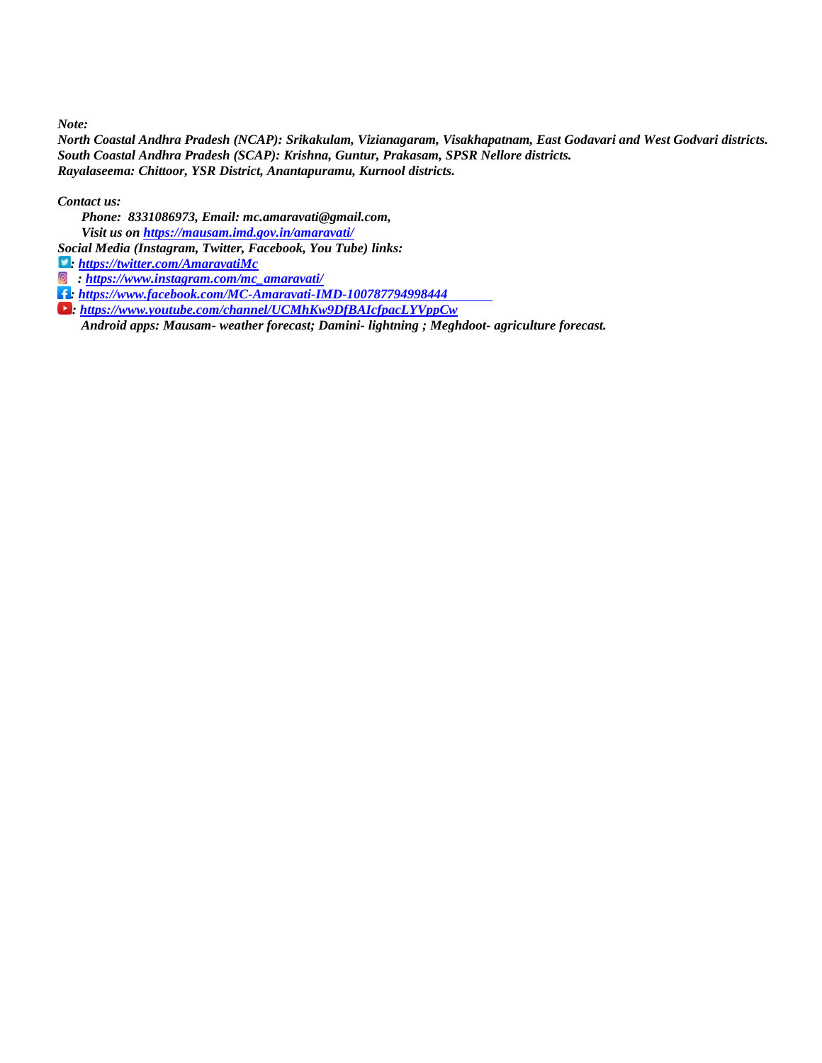***Note:***

***North Coastal Andhra Pradesh (NCAP): Srikakulam, Vizianagaram, Visakhapatnam, East Godavari and West Godvari districts.***
***South Coastal Andhra Pradesh (SCAP): Krishna, Guntur, Prakasam, SPSR Nellore districts.***
***Rayalaseema: Chittoor, YSR District, Anantapuramu, Kurnool districts.***

***Contact us:***

***Phone: 8331086973, Email: mc.amaravati@gmail.com,***
***Visit us on https://mausam.imd.gov.in/amaravati/***

***Social Media (Instagram, Twitter, Facebook, You Tube) links:***

***: https://twitter.com/AmaravatiMc***
***: https://www.instagram.com/mc_amaravati/***
***: https://www.facebook.com/MC-Amaravati-IMD-100787794998444***
***: https://www.youtube.com/channel/UCMhKw9DfBAIcfpacLYVppCw***

***Android apps: Mausam- weather forecast; Damini- lightning ; Meghdoot- agriculture forecast.***